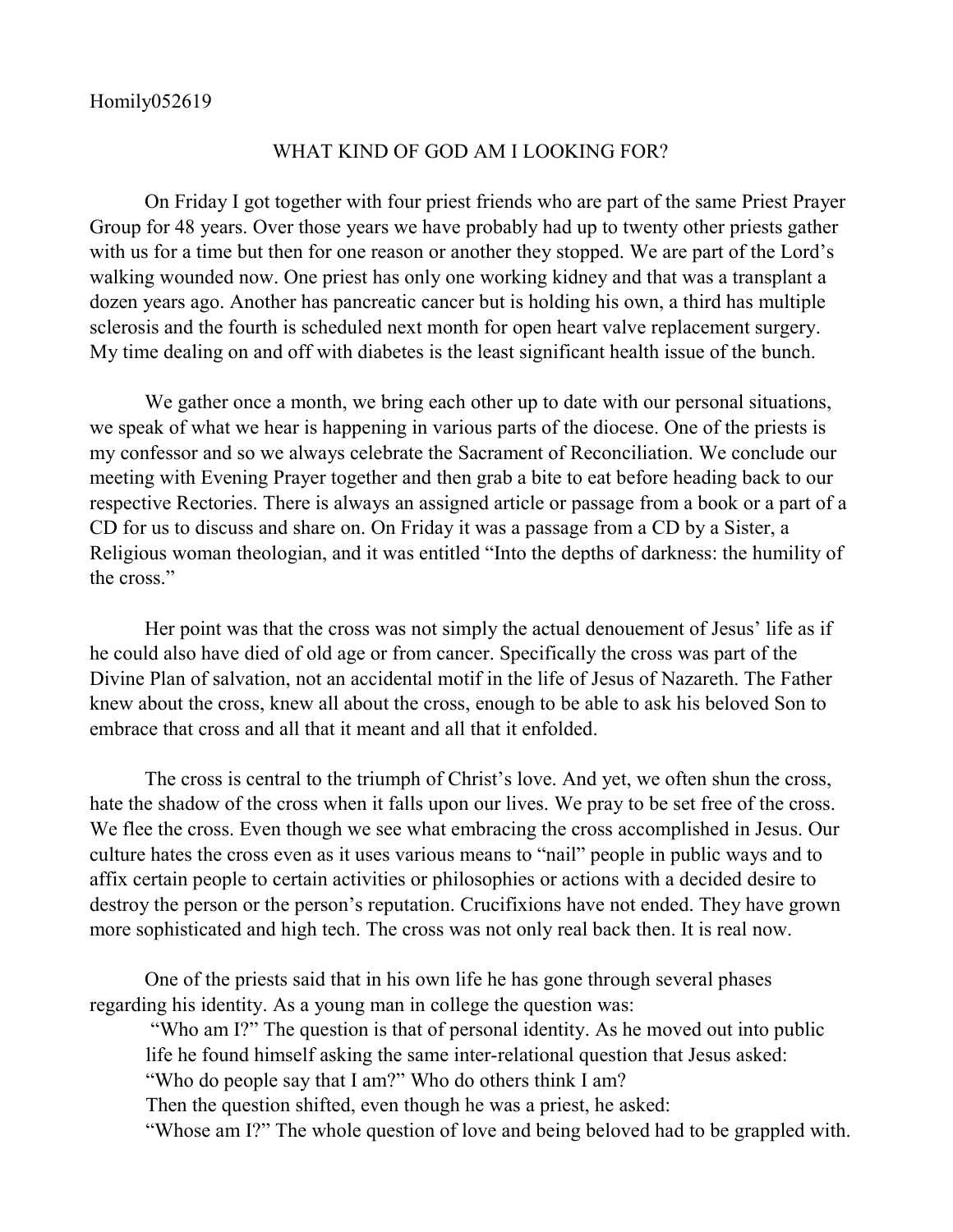Homily052619

# WHAT KIND OF GOD AM I LOOKING FOR?

On Friday I got together with four priest friends who are part of the same Priest Prayer Group for 48 years. Over those years we have probably had up to twenty other priests gather with us for a time but then for one reason or another they stopped. We are part of the Lord's walking wounded now. One priest has only one working kidney and that was a transplant a dozen years ago. Another has pancreatic cancer but is holding his own, a third has multiple sclerosis and the fourth is scheduled next month for open heart valve replacement surgery. My time dealing on and off with diabetes is the least significant health issue of the bunch.

We gather once a month, we bring each other up to date with our personal situations, we speak of what we hear is happening in various parts of the diocese. One of the priests is my confessor and so we always celebrate the Sacrament of Reconciliation. We conclude our meeting with Evening Prayer together and then grab a bite to eat before heading back to our respective Rectories. There is always an assigned article or passage from a book or a part of a CD for us to discuss and share on. On Friday it was a passage from a CD by a Sister, a Religious woman theologian, and it was entitled "Into the depths of darkness: the humility of the cross."

Her point was that the cross was not simply the actual denouement of Jesus' life as if he could also have died of old age or from cancer. Specifically the cross was part of the Divine Plan of salvation, not an accidental motif in the life of Jesus of Nazareth. The Father knew about the cross, knew all about the cross, enough to be able to ask his beloved Son to embrace that cross and all that it meant and all that it enfolded.

The cross is central to the triumph of Christ's love. And yet, we often shun the cross, hate the shadow of the cross when it falls upon our lives. We pray to be set free of the cross. We flee the cross. Even though we see what embracing the cross accomplished in Jesus. Our culture hates the cross even as it uses various means to "nail" people in public ways and to affix certain people to certain activities or philosophies or actions with a decided desire to destroy the person or the person's reputation. Crucifixions have not ended. They have grown more sophisticated and high tech. The cross was not only real back then. It is real now.

One of the priests said that in his own life he has gone through several phases regarding his identity. As a young man in college the question was:

> "Who am I?" The question is that of personal identity. As he moved out into public life he found himself asking the same inter-relational question that Jesus asked: "Who do people say that I am?" Who do others think I am?
> Then the question shifted, even though he was a priest, he asked:
> "Whose am I?" The whole question of love and being beloved had to be grappled with.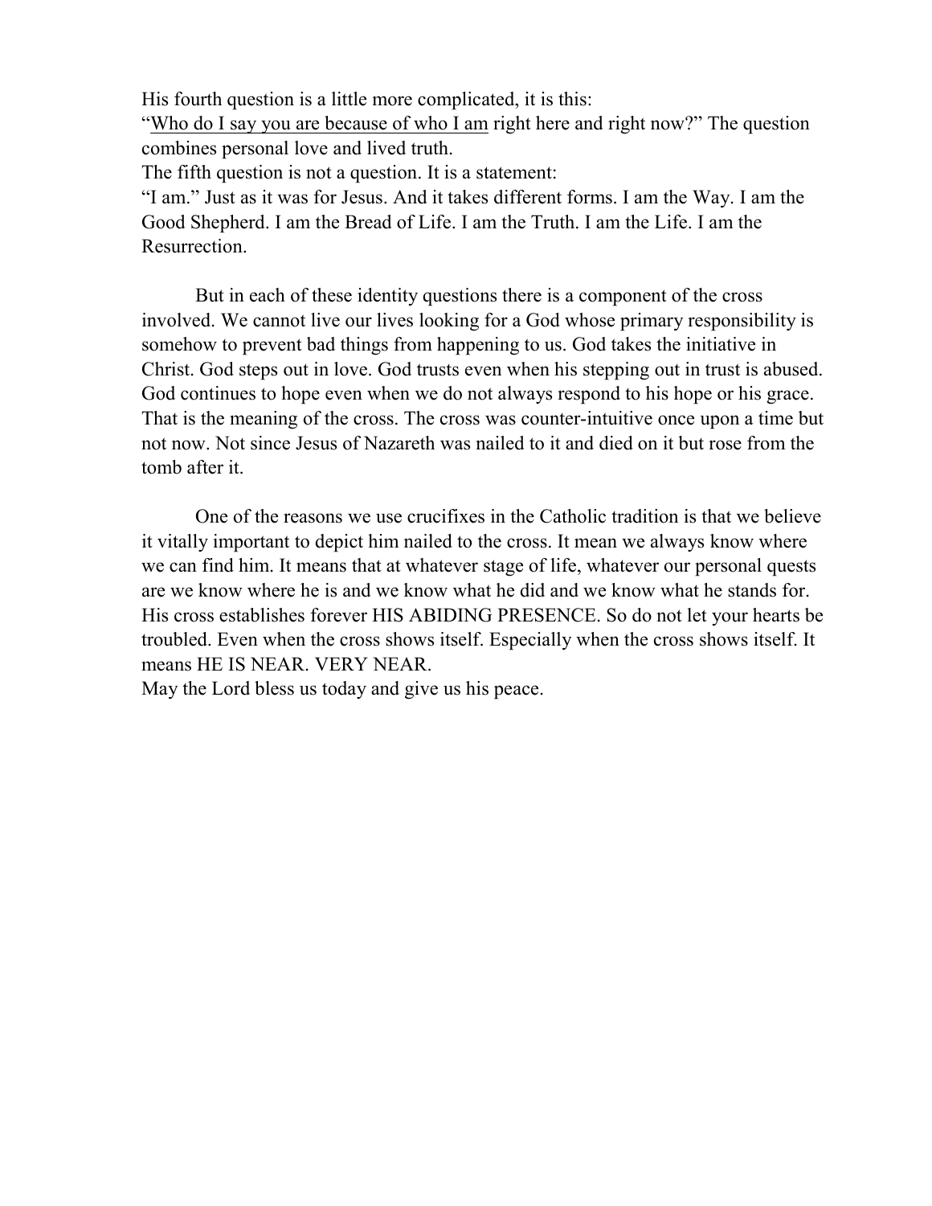His fourth question is a little more complicated, it is this:
"<u>Who do I say you are because of who I am</u> right here and right now?" The question combines personal love and lived truth.
The fifth question is not a question. It is a statement:
"I am." Just as it was for Jesus. And it takes different forms. I am the Way. I am the Good Shepherd. I am the Bread of Life. I am the Truth. I am the Life. I am the Resurrection.

But in each of these identity questions there is a component of the cross involved. We cannot live our lives looking for a God whose primary responsibility is somehow to prevent bad things from happening to us. God takes the initiative in Christ. God steps out in love. God trusts even when his stepping out in trust is abused. God continues to hope even when we do not always respond to his hope or his grace. That is the meaning of the cross. The cross was counter-intuitive once upon a time but not now. Not since Jesus of Nazareth was nailed to it and died on it but rose from the tomb after it.

One of the reasons we use crucifixes in the Catholic tradition is that we believe it vitally important to depict him nailed to the cross. It mean we always know where we can find him. It means that at whatever stage of life, whatever our personal quests are we know where he is and we know what he did and we know what he stands for. His cross establishes forever HIS ABIDING PRESENCE. So do not let your hearts be troubled. Even when the cross shows itself. Especially when the cross shows itself. It means HE IS NEAR. VERY NEAR.
May the Lord bless us today and give us his peace.